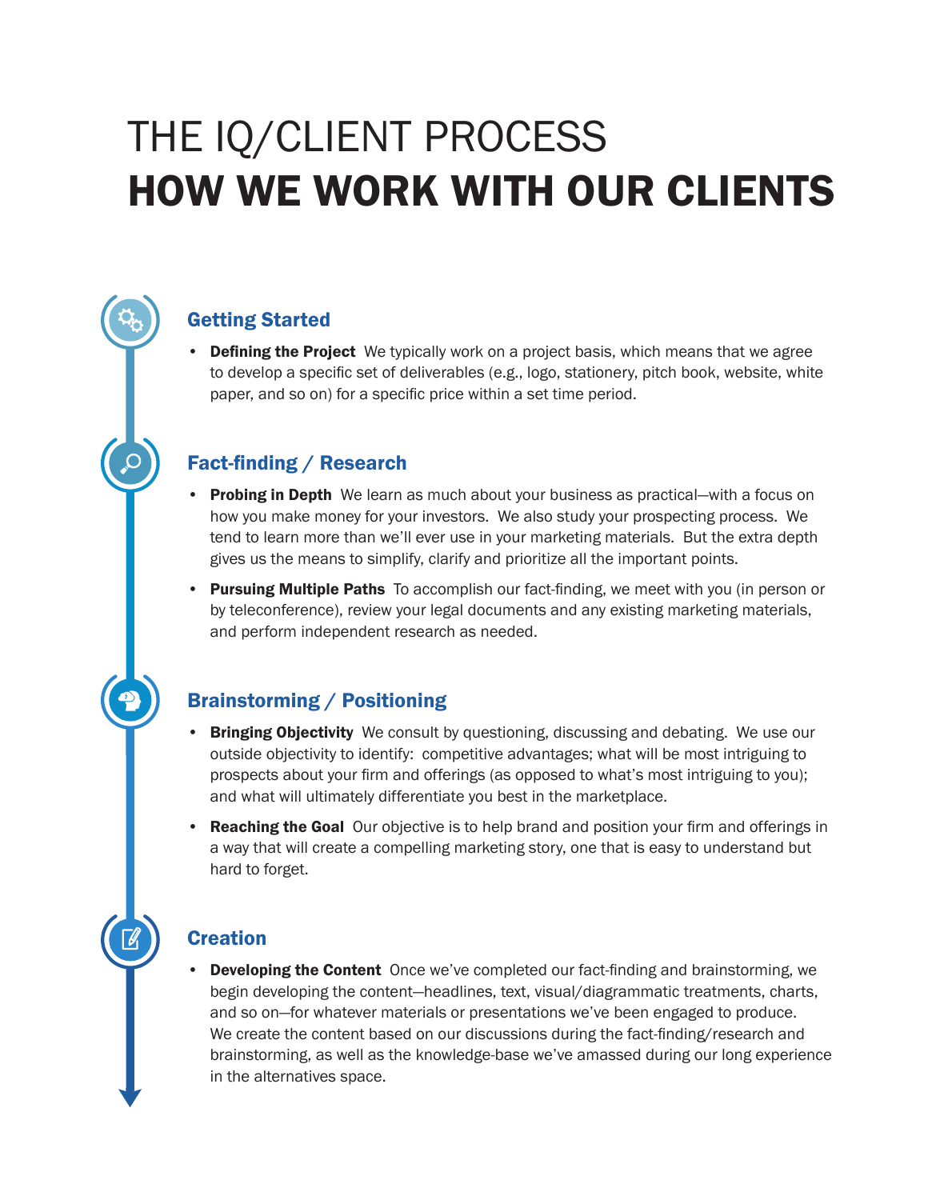# THE IQ/CLIENT PROCESS
# HOW WE WORK WITH OUR CLIENTS

## Getting Started

- **Defining the Project** We typically work on a project basis, which means that we agree to develop a specific set of deliverables (e.g., logo, stationery, pitch book, website, white paper, and so on) for a specific price within a set time period.

## Fact-finding / Research

- **Probing in Depth** We learn as much about your business as practical—with a focus on how you make money for your investors. We also study your prospecting process. We tend to learn more than we'll ever use in your marketing materials. But the extra depth gives us the means to simplify, clarify and prioritize all the important points.
- **Pursuing Multiple Paths** To accomplish our fact-finding, we meet with you (in person or by teleconference), review your legal documents and any existing marketing materials, and perform independent research as needed.

## Brainstorming / Positioning

- **Bringing Objectivity** We consult by questioning, discussing and debating. We use our outside objectivity to identify: competitive advantages; what will be most intriguing to prospects about your firm and offerings (as opposed to what's most intriguing to you); and what will ultimately differentiate you best in the marketplace.
- **Reaching the Goal** Our objective is to help brand and position your firm and offerings in a way that will create a compelling marketing story, one that is easy to understand but hard to forget.

## Creation

- **Developing the Content** Once we've completed our fact-finding and brainstorming, we begin developing the content—headlines, text, visual/diagrammatic treatments, charts, and so on—for whatever materials or presentations we've been engaged to produce. We create the content based on our discussions during the fact-finding/research and brainstorming, as well as the knowledge-base we've amassed during our long experience in the alternatives space.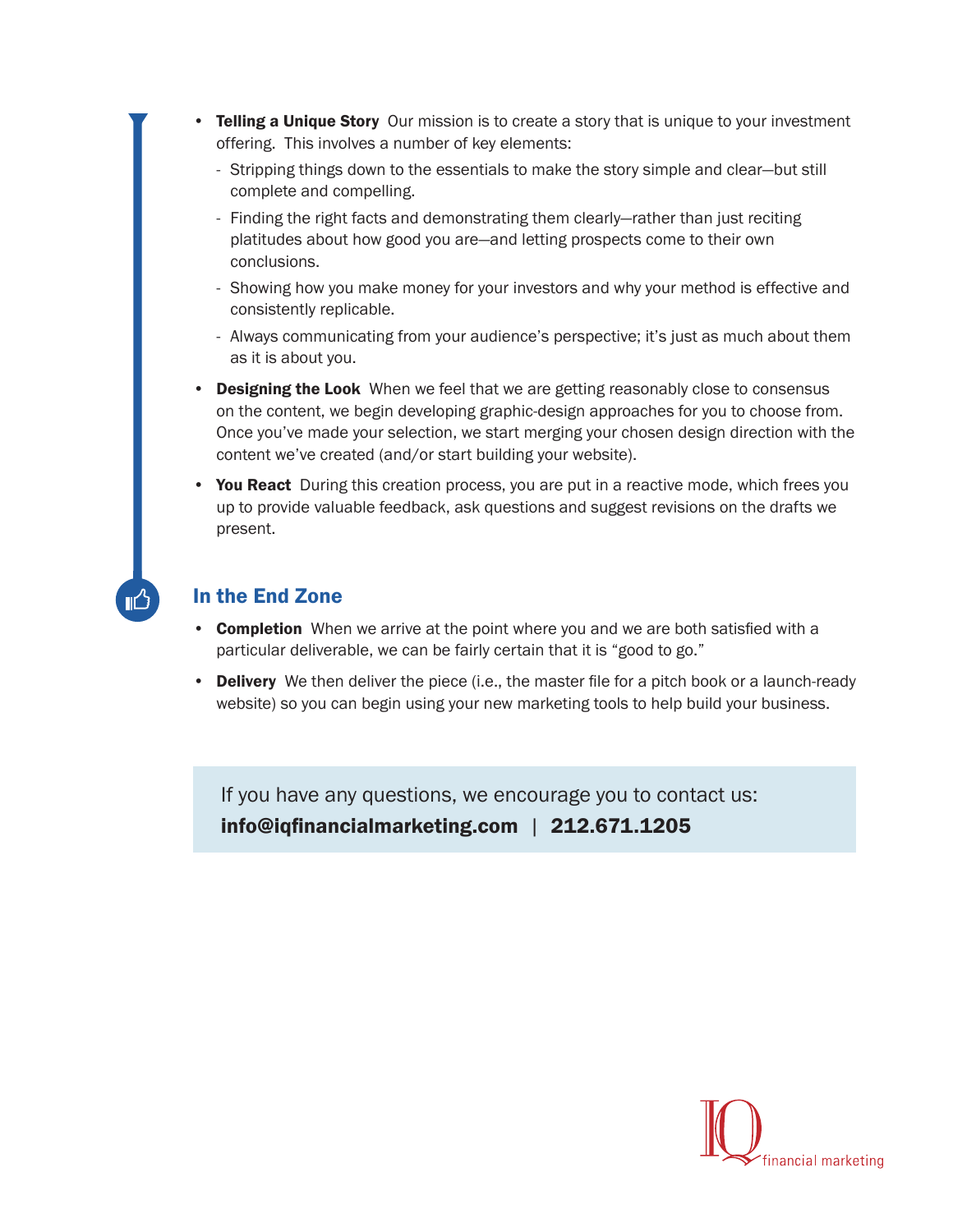- **Telling a Unique Story** Our mission is to create a story that is unique to your investment offering. This involves a number of key elements:
  - Stripping things down to the essentials to make the story simple and clear—but still complete and compelling.
  - Finding the right facts and demonstrating them clearly—rather than just reciting platitudes about how good you are—and letting prospects come to their own conclusions.
  - Showing how you make money for your investors and why your method is effective and consistently replicable.
  - Always communicating from your audience's perspective; it's just as much about them as it is about you.
- **Designing the Look** When we feel that we are getting reasonably close to consensus on the content, we begin developing graphic-design approaches for you to choose from. Once you've made your selection, we start merging your chosen design direction with the content we've created (and/or start building your website).
- **You React** During this creation process, you are put in a reactive mode, which frees you up to provide valuable feedback, ask questions and suggest revisions on the drafts we present.

## In the End Zone

- **Completion** When we arrive at the point where you and we are both satisfied with a particular deliverable, we can be fairly certain that it is "good to go."
- **Delivery** We then deliver the piece (i.e., the master file for a pitch book or a launch-ready website) so you can begin using your new marketing tools to help build your business.

If you have any questions, we encourage you to contact us:
**info@iqfinancialmarketing.com** | **212.671.1205**

IQ financial marketing